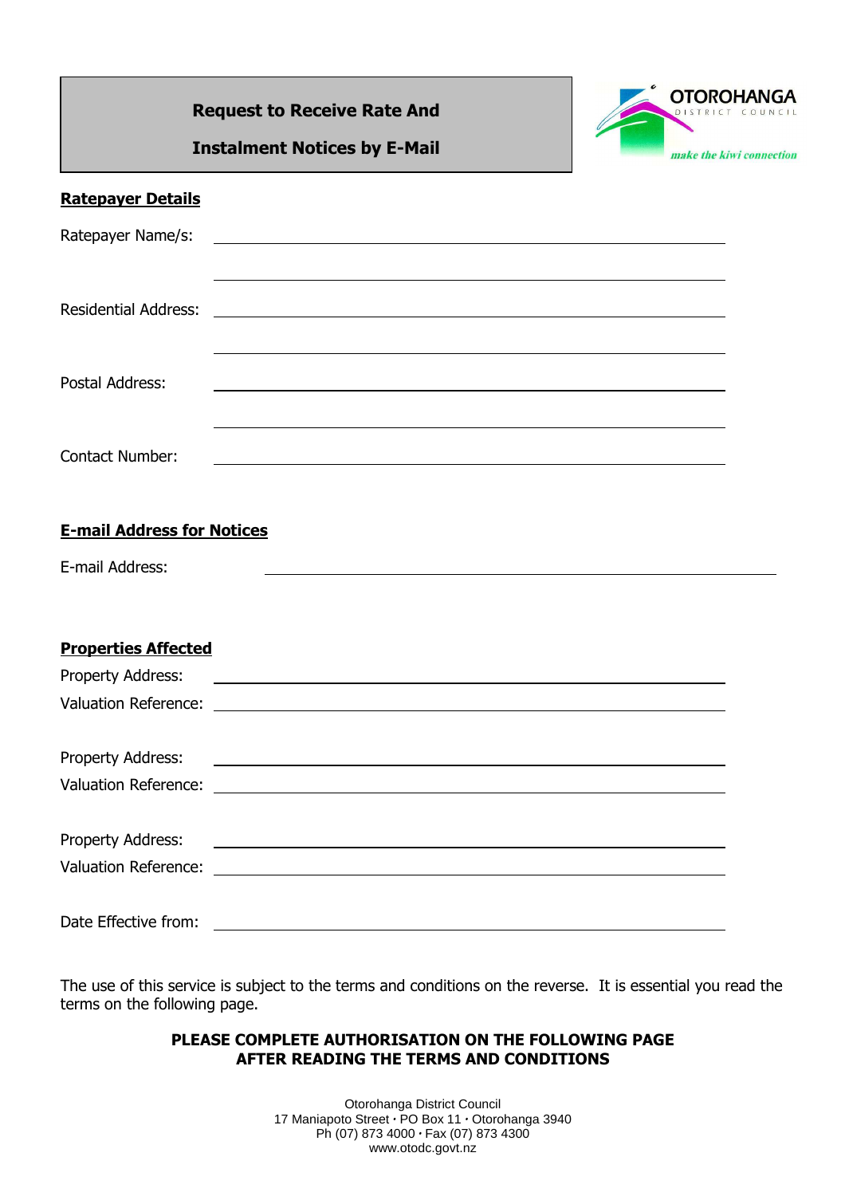# Request to Receive Rate And Instalment Notices by E-Mail

OTOROHANGA DISTRICT COUNCIL

*make the kiwi connection*

## Ratepayer Details

Ratepayer Name/s: ______________________________

______________________________

Residential Address: ______________________________

______________________________

Postal Address: ______________________________

______________________________

Contact Number: ______________________________

## E-mail Address for Notices

E-mail Address: ______________________________

## Properties Affected

Property Address: ______________________________

Valuation Reference: ______________________________

Property Address: ______________________________

Valuation Reference: ______________________________

Property Address: ______________________________

Valuation Reference: ______________________________

Date Effective from: ______________________________

The use of this service is subject to the terms and conditions on the reverse. It is essential you read the terms on the following page.

**PLEASE COMPLETE AUTHORISATION ON THE FOLLOWING PAGE AFTER READING THE TERMS AND CONDITIONS**

Otorohanga District Council
17 Maniapoto Street · PO Box 11 · Otorohanga 3940
Ph (07) 873 4000 · Fax (07) 873 4300
www.otodc.govt.nz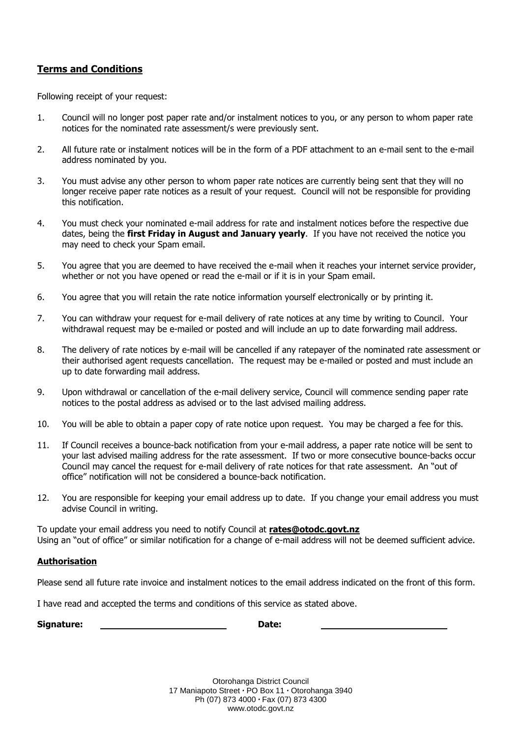## Terms and Conditions

Following receipt of your request:

1. Council will no longer post paper rate and/or instalment notices to you, or any person to whom paper rate notices for the nominated rate assessment/s were previously sent.

2. All future rate or instalment notices will be in the form of a PDF attachment to an e-mail sent to the e-mail address nominated by you.

3. You must advise any other person to whom paper rate notices are currently being sent that they will no longer receive paper rate notices as a result of your request. Council will not be responsible for providing this notification.

4. You must check your nominated e-mail address for rate and instalment notices before the respective due dates, being the **first Friday in August and January yearly**. If you have not received the notice you may need to check your Spam email.

5. You agree that you are deemed to have received the e-mail when it reaches your internet service provider, whether or not you have opened or read the e-mail or if it is in your Spam email.

6. You agree that you will retain the rate notice information yourself electronically or by printing it.

7. You can withdraw your request for e-mail delivery of rate notices at any time by writing to Council. Your withdrawal request may be e-mailed or posted and will include an up to date forwarding mail address.

8. The delivery of rate notices by e-mail will be cancelled if any ratepayer of the nominated rate assessment or their authorised agent requests cancellation. The request may be e-mailed or posted and must include an up to date forwarding mail address.

9. Upon withdrawal or cancellation of the e-mail delivery service, Council will commence sending paper rate notices to the postal address as advised or to the last advised mailing address.

10. You will be able to obtain a paper copy of rate notice upon request. You may be charged a fee for this.

11. If Council receives a bounce-back notification from your e-mail address, a paper rate notice will be sent to your last advised mailing address for the rate assessment. If two or more consecutive bounce-backs occur Council may cancel the request for e-mail delivery of rate notices for that rate assessment. An "out of office" notification will not be considered a bounce-back notification.

12. You are responsible for keeping your email address up to date. If you change your email address you must advise Council in writing.

To update your email address you need to notify Council at **rates@otodc.govt.nz**
Using an "out of office" or similar notification for a change of e-mail address will not be deemed sufficient advice.

## Authorisation

Please send all future rate invoice and instalment notices to the email address indicated on the front of this form.

I have read and accepted the terms and conditions of this service as stated above.

**Signature:** ______________________ **Date:** ______________________

Otorohanga District Council
17 Maniapoto Street · PO Box 11 · Otorohanga 3940
Ph (07) 873 4000 · Fax (07) 873 4300
www.otodc.govt.nz